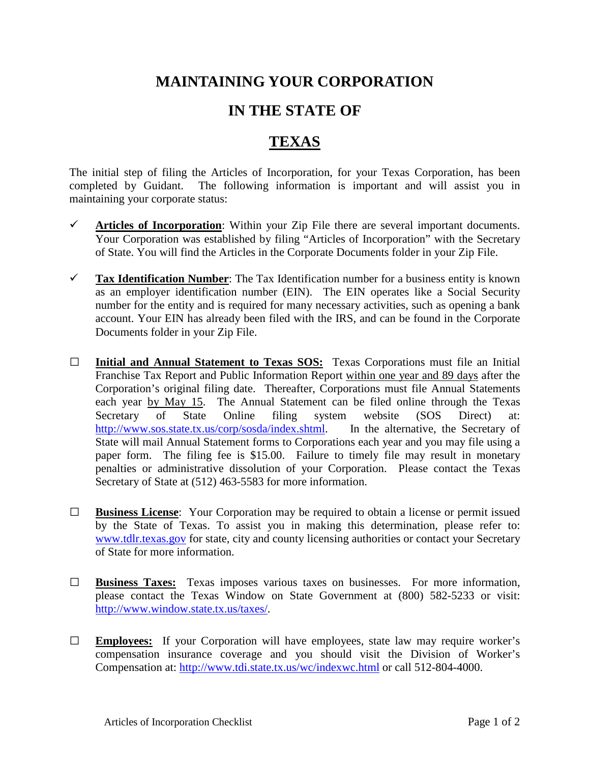# MAINTAINING YOUR CORPORATION

# IN THE STATE OF

# TEXAS

The initial step of filing the Articles of Incorporation, for your Texas Corporation, has been completed by Guidant. The following information is important and will assist you in maintaining your corporate status:

- ✓ **Articles of Incorporation**: Within your Zip File there are several important documents. Your Corporation was established by filing "Articles of Incorporation" with the Secretary of State. You will find the Articles in the Corporate Documents folder in your Zip File.

- ✓ **Tax Identification Number**: The Tax Identification number for a business entity is known as an employer identification number (EIN). The EIN operates like a Social Security number for the entity and is required for many necessary activities, such as opening a bank account. Your EIN has already been filed with the IRS, and can be found in the Corporate Documents folder in your Zip File.

- ☐ **Initial and Annual Statement to Texas SOS:** Texas Corporations must file an Initial Franchise Tax Report and Public Information Report within one year and 89 days after the Corporation's original filing date. Thereafter, Corporations must file Annual Statements each year by May 15. The Annual Statement can be filed online through the Texas Secretary of State Online filing system website (SOS Direct) at: http://www.sos.state.tx.us/corp/sosda/index.shtml. In the alternative, the Secretary of State will mail Annual Statement forms to Corporations each year and you may file using a paper form. The filing fee is $15.00. Failure to timely file may result in monetary penalties or administrative dissolution of your Corporation. Please contact the Texas Secretary of State at (512) 463-5583 for more information.

- ☐ **Business License**: Your Corporation may be required to obtain a license or permit issued by the State of Texas. To assist you in making this determination, please refer to: www.tdlr.texas.gov for state, city and county licensing authorities or contact your Secretary of State for more information.

- ☐ **Business Taxes:** Texas imposes various taxes on businesses. For more information, please contact the Texas Window on State Government at (800) 582-5233 or visit: http://www.window.state.tx.us/taxes/.

- ☐ **Employees:** If your Corporation will have employees, state law may require worker's compensation insurance coverage and you should visit the Division of Worker's Compensation at: http://www.tdi.state.tx.us/wc/indexwc.html or call 512-804-4000.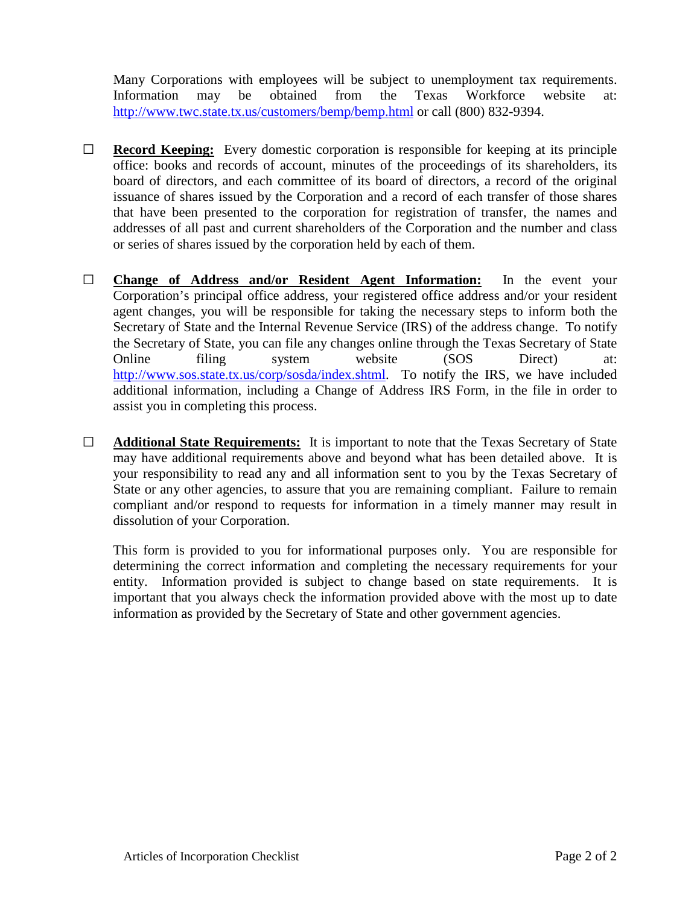Many Corporations with employees will be subject to unemployment tax requirements. Information may be obtained from the Texas Workforce website at: http://www.twc.state.tx.us/customers/bemp/bemp.html or call (800) 832-9394.

☐ **Record Keeping:** Every domestic corporation is responsible for keeping at its principle office: books and records of account, minutes of the proceedings of its shareholders, its board of directors, and each committee of its board of directors, a record of the original issuance of shares issued by the Corporation and a record of each transfer of those shares that have been presented to the corporation for registration of transfer, the names and addresses of all past and current shareholders of the Corporation and the number and class or series of shares issued by the corporation held by each of them.

☐ **Change of Address and/or Resident Agent Information:** In the event your Corporation's principal office address, your registered office address and/or your resident agent changes, you will be responsible for taking the necessary steps to inform both the Secretary of State and the Internal Revenue Service (IRS) of the address change. To notify the Secretary of State, you can file any changes online through the Texas Secretary of State Online filing system website (SOS Direct) at: http://www.sos.state.tx.us/corp/sosda/index.shtml. To notify the IRS, we have included additional information, including a Change of Address IRS Form, in the file in order to assist you in completing this process.

☐ **Additional State Requirements:** It is important to note that the Texas Secretary of State may have additional requirements above and beyond what has been detailed above. It is your responsibility to read any and all information sent to you by the Texas Secretary of State or any other agencies, to assure that you are remaining compliant. Failure to remain compliant and/or respond to requests for information in a timely manner may result in dissolution of your Corporation.

This form is provided to you for informational purposes only. You are responsible for determining the correct information and completing the necessary requirements for your entity. Information provided is subject to change based on state requirements. It is important that you always check the information provided above with the most up to date information as provided by the Secretary of State and other government agencies.